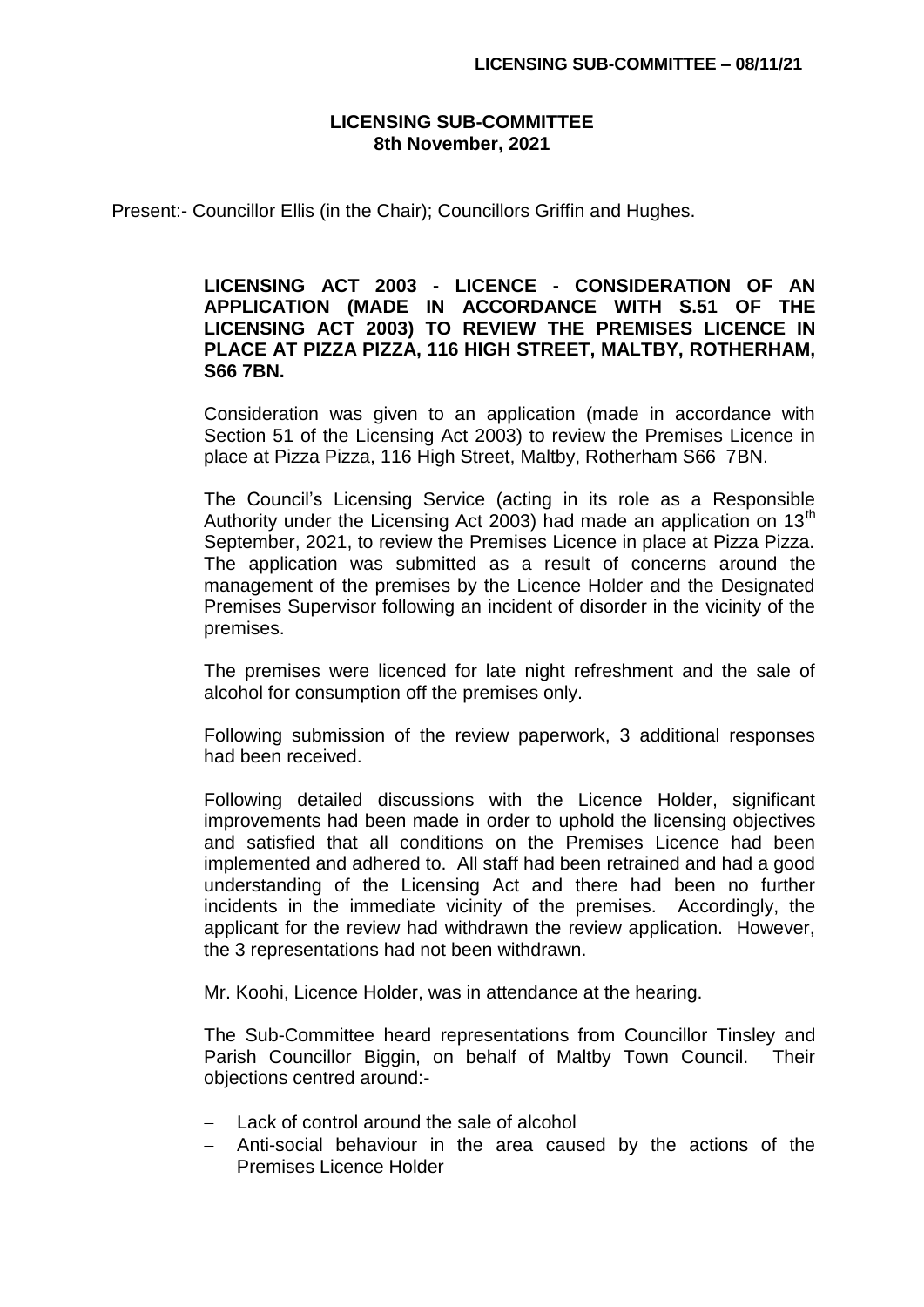# LICENSING SUB-COMMITTEE
## 8th November, 2021

Present:- Councillor Ellis (in the Chair); Councillors Griffin and Hughes.

**LICENSING ACT 2003 - LICENCE - CONSIDERATION OF AN APPLICATION (MADE IN ACCORDANCE WITH S.51 OF THE LICENSING ACT 2003) TO REVIEW THE PREMISES LICENCE IN PLACE AT PIZZA PIZZA, 116 HIGH STREET, MALTBY, ROTHERHAM, S66 7BN.**

Consideration was given to an application (made in accordance with Section 51 of the Licensing Act 2003) to review the Premises Licence in place at Pizza Pizza, 116 High Street, Maltby, Rotherham S66 7BN.

The Council's Licensing Service (acting in its role as a Responsible Authority under the Licensing Act 2003) had made an application on 13th September, 2021, to review the Premises Licence in place at Pizza Pizza. The application was submitted as a result of concerns around the management of the premises by the Licence Holder and the Designated Premises Supervisor following an incident of disorder in the vicinity of the premises.

The premises were licenced for late night refreshment and the sale of alcohol for consumption off the premises only.

Following submission of the review paperwork, 3 additional responses had been received.

Following detailed discussions with the Licence Holder, significant improvements had been made in order to uphold the licensing objectives and satisfied that all conditions on the Premises Licence had been implemented and adhered to. All staff had been retrained and had a good understanding of the Licensing Act and there had been no further incidents in the immediate vicinity of the premises. Accordingly, the applicant for the review had withdrawn the review application. However, the 3 representations had not been withdrawn.

Mr. Koohi, Licence Holder, was in attendance at the hearing.

The Sub-Committee heard representations from Councillor Tinsley and Parish Councillor Biggin, on behalf of Maltby Town Council. Their objections centred around:-

- Lack of control around the sale of alcohol
- Anti-social behaviour in the area caused by the actions of the Premises Licence Holder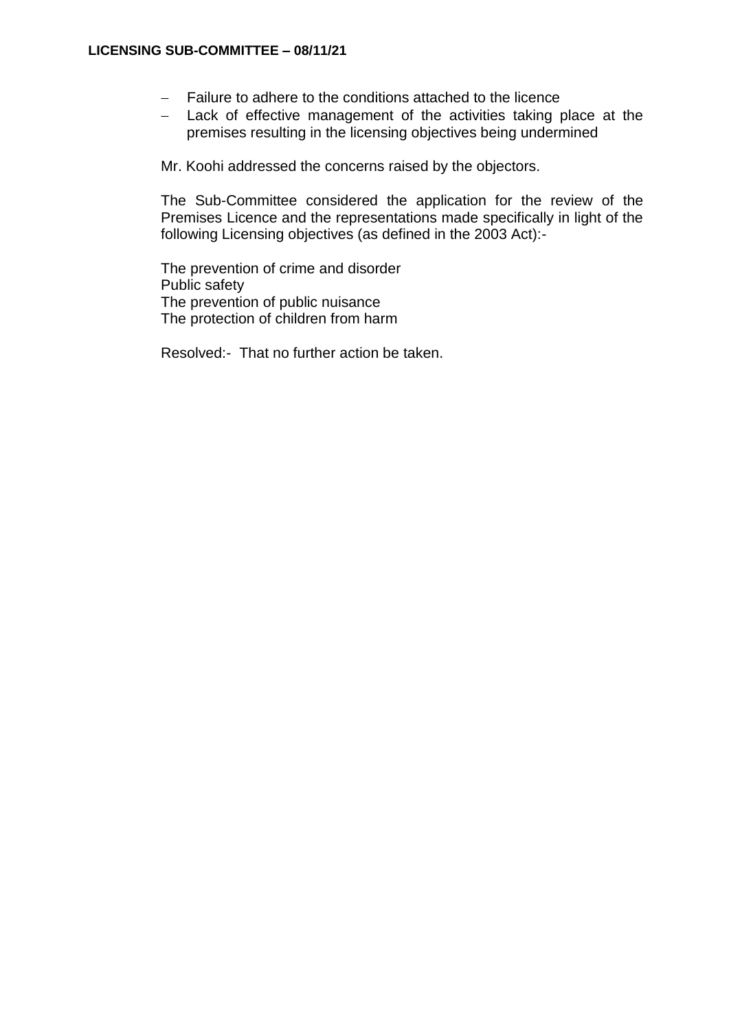- Failure to adhere to the conditions attached to the licence
- Lack of effective management of the activities taking place at the premises resulting in the licensing objectives being undermined

Mr. Koohi addressed the concerns raised by the objectors.

The Sub-Committee considered the application for the review of the Premises Licence and the representations made specifically in light of the following Licensing objectives (as defined in the 2003 Act):-

The prevention of crime and disorder
Public safety
The prevention of public nuisance
The protection of children from harm

Resolved:- That no further action be taken.